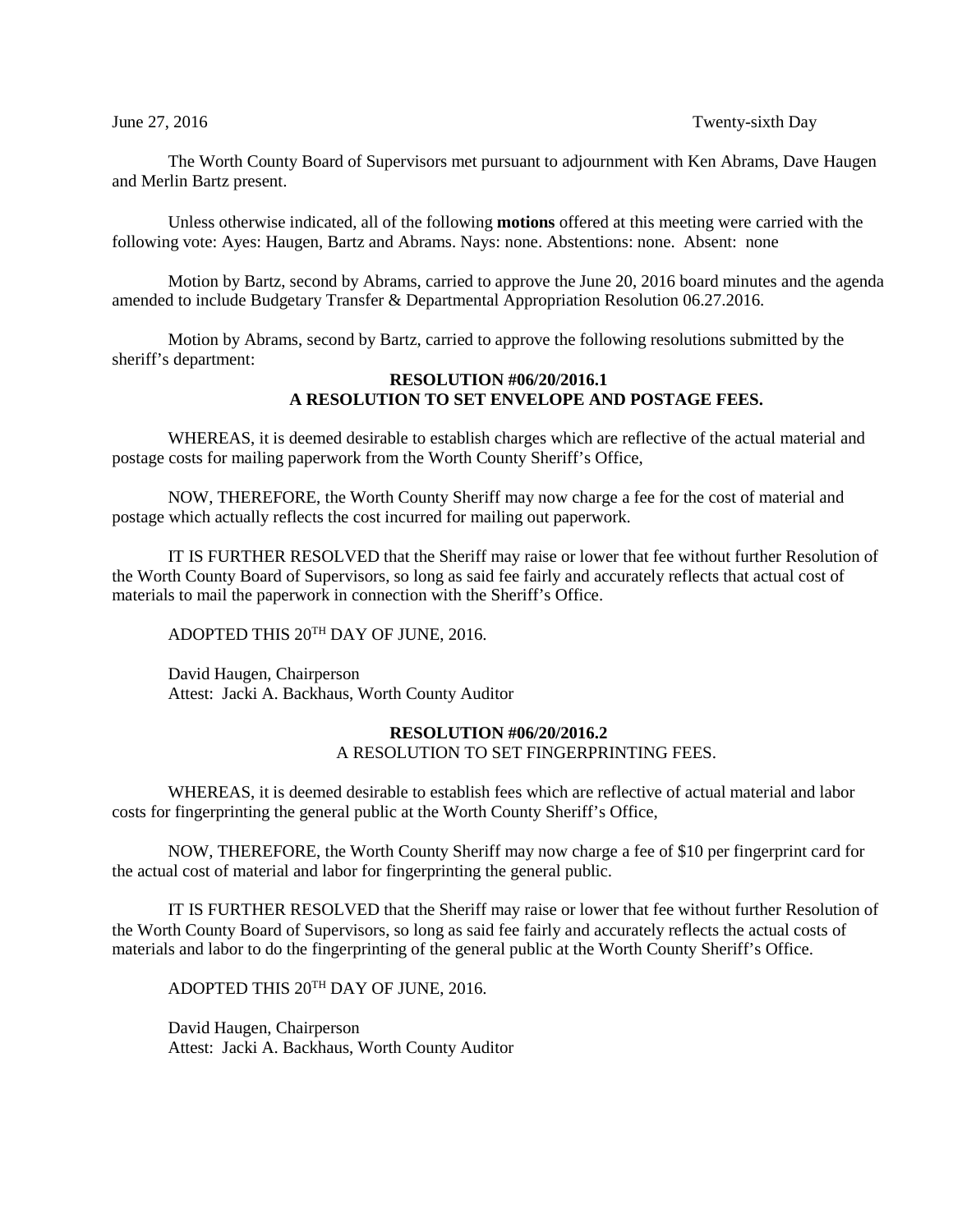June 27, 2016 Twenty-sixth Day

The Worth County Board of Supervisors met pursuant to adjournment with Ken Abrams, Dave Haugen and Merlin Bartz present.

Unless otherwise indicated, all of the following **motions** offered at this meeting were carried with the following vote: Ayes: Haugen, Bartz and Abrams. Nays: none. Abstentions: none. Absent: none

Motion by Bartz, second by Abrams, carried to approve the June 20, 2016 board minutes and the agenda amended to include Budgetary Transfer & Departmental Appropriation Resolution 06.27.2016.

Motion by Abrams, second by Bartz, carried to approve the following resolutions submitted by the sheriff's department:

**RESOLUTION #06/20/2016.1**
**A RESOLUTION TO SET ENVELOPE AND POSTAGE FEES.**

WHEREAS, it is deemed desirable to establish charges which are reflective of the actual material and postage costs for mailing paperwork from the Worth County Sheriff's Office,

NOW, THEREFORE, the Worth County Sheriff may now charge a fee for the cost of material and postage which actually reflects the cost incurred for mailing out paperwork.

IT IS FURTHER RESOLVED that the Sheriff may raise or lower that fee without further Resolution of the Worth County Board of Supervisors, so long as said fee fairly and accurately reflects that actual cost of materials to mail the paperwork in connection with the Sheriff's Office.

ADOPTED THIS 20TH DAY OF JUNE, 2016.

David Haugen, Chairperson
Attest: Jacki A. Backhaus, Worth County Auditor

**RESOLUTION #06/20/2016.2**
A RESOLUTION TO SET FINGERPRINTING FEES.

WHEREAS, it is deemed desirable to establish fees which are reflective of actual material and labor costs for fingerprinting the general public at the Worth County Sheriff's Office,

NOW, THEREFORE, the Worth County Sheriff may now charge a fee of $10 per fingerprint card for the actual cost of material and labor for fingerprinting the general public.

IT IS FURTHER RESOLVED that the Sheriff may raise or lower that fee without further Resolution of the Worth County Board of Supervisors, so long as said fee fairly and accurately reflects the actual costs of materials and labor to do the fingerprinting of the general public at the Worth County Sheriff's Office.

ADOPTED THIS 20TH DAY OF JUNE, 2016.

David Haugen, Chairperson
Attest: Jacki A. Backhaus, Worth County Auditor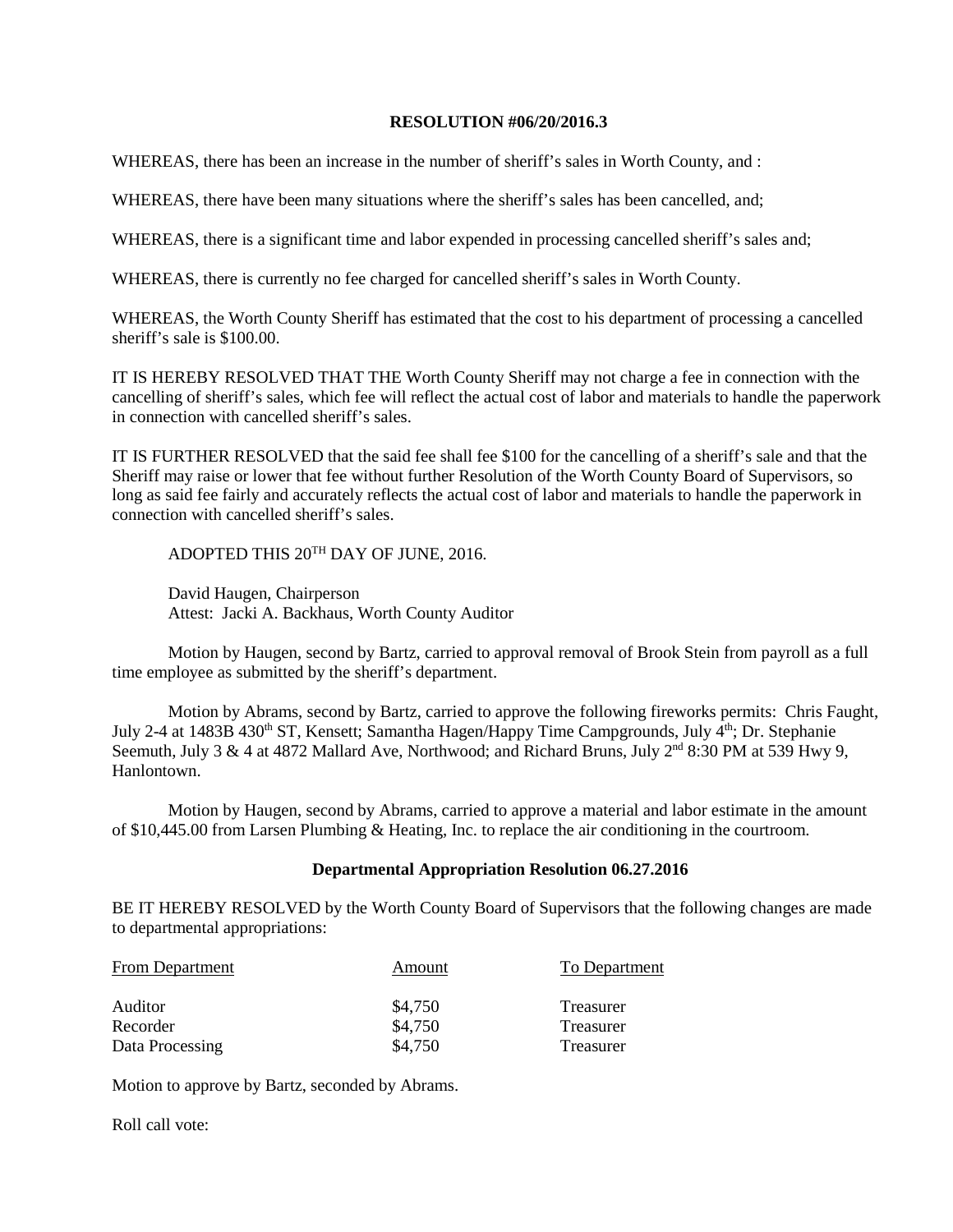**RESOLUTION #06/20/2016.3**

WHEREAS, there has been an increase in the number of sheriff's sales in Worth County, and :

WHEREAS, there have been many situations where the sheriff's sales has been cancelled, and;

WHEREAS, there is a significant time and labor expended in processing cancelled sheriff's sales and;

WHEREAS, there is currently no fee charged for cancelled sheriff's sales in Worth County.

WHEREAS, the Worth County Sheriff has estimated that the cost to his department of processing a cancelled sheriff's sale is $100.00.

IT IS HEREBY RESOLVED THAT THE Worth County Sheriff may not charge a fee in connection with the cancelling of sheriff's sales, which fee will reflect the actual cost of labor and materials to handle the paperwork in connection with cancelled sheriff's sales.

IT IS FURTHER RESOLVED that the said fee shall fee $100 for the cancelling of a sheriff's sale and that the Sheriff may raise or lower that fee without further Resolution of the Worth County Board of Supervisors, so long as said fee fairly and accurately reflects the actual cost of labor and materials to handle the paperwork in connection with cancelled sheriff's sales.

ADOPTED THIS 20TH DAY OF JUNE, 2016.

David Haugen, Chairperson
Attest: Jacki A. Backhaus, Worth County Auditor

Motion by Haugen, second by Bartz, carried to approval removal of Brook Stein from payroll as a full time employee as submitted by the sheriff's department.

Motion by Abrams, second by Bartz, carried to approve the following fireworks permits: Chris Faught, July 2-4 at 1483B 430th ST, Kensett; Samantha Hagen/Happy Time Campgrounds, July 4th; Dr. Stephanie Seemuth, July 3 & 4 at 4872 Mallard Ave, Northwood; and Richard Bruns, July 2nd 8:30 PM at 539 Hwy 9, Hanlontown.

Motion by Haugen, second by Abrams, carried to approve a material and labor estimate in the amount of $10,445.00 from Larsen Plumbing & Heating, Inc. to replace the air conditioning in the courtroom.

**Departmental Appropriation Resolution 06.27.2016**

BE IT HEREBY RESOLVED by the Worth County Board of Supervisors that the following changes are made to departmental appropriations:

| From Department | Amount | To Department |
|---|---|---|
| Auditor | $4,750 | Treasurer |
| Recorder | $4,750 | Treasurer |
| Data Processing | $4,750 | Treasurer |

Motion to approve by Bartz, seconded by Abrams.

Roll call vote: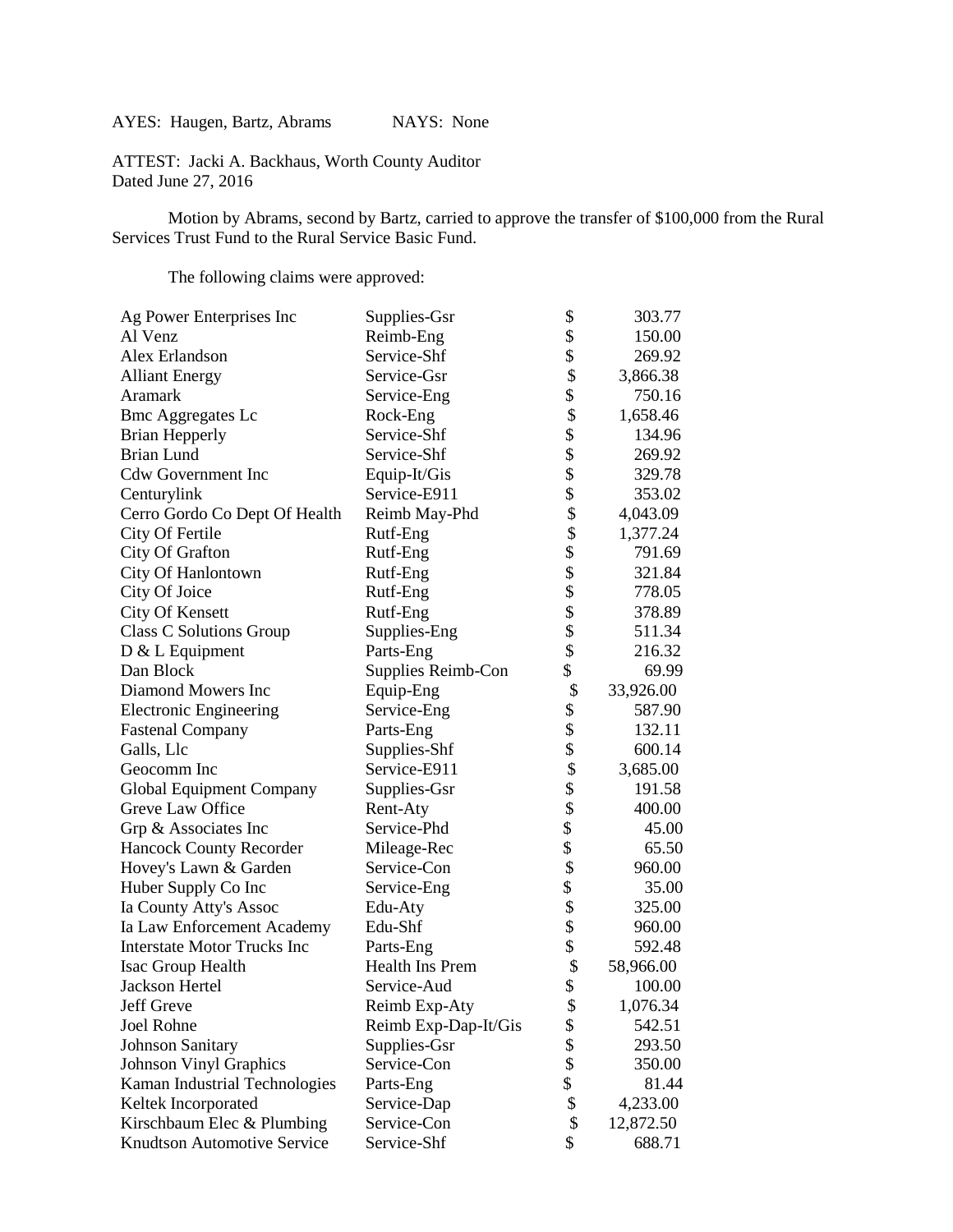AYES: Haugen, Bartz, Abrams NAYS: None

ATTEST: Jacki A. Backhaus, Worth County Auditor
Dated June 27, 2016

Motion by Abrams, second by Bartz, carried to approve the transfer of $100,000 from the Rural Services Trust Fund to the Rural Service Basic Fund.

The following claims were approved:

| | | | |
|---|---|---|---|
| Ag Power Enterprises Inc | Supplies-Gsr | $ | 303.77 |
| Al Venz | Reimb-Eng | $ | 150.00 |
| Alex Erlandson | Service-Shf | $ | 269.92 |
| Alliant Energy | Service-Gsr | $ | 3,866.38 |
| Aramark | Service-Eng | $ | 750.16 |
| Bmc Aggregates Lc | Rock-Eng | $ | 1,658.46 |
| Brian Hepperly | Service-Shf | $ | 134.96 |
| Brian Lund | Service-Shf | $ | 269.92 |
| Cdw Government Inc | Equip-It/Gis | $ | 329.78 |
| Centurylink | Service-E911 | $ | 353.02 |
| Cerro Gordo Co Dept Of Health | Reimb May-Phd | $ | 4,043.09 |
| City Of Fertile | Rutf-Eng | $ | 1,377.24 |
| City Of Grafton | Rutf-Eng | $ | 791.69 |
| City Of Hanlontown | Rutf-Eng | $ | 321.84 |
| City Of Joice | Rutf-Eng | $ | 778.05 |
| City Of Kensett | Rutf-Eng | $ | 378.89 |
| Class C Solutions Group | Supplies-Eng | $ | 511.34 |
| D & L Equipment | Parts-Eng | $ | 216.32 |
| Dan Block | Supplies Reimb-Con | $ | 69.99 |
| Diamond Mowers Inc | Equip-Eng | $ | 33,926.00 |
| Electronic Engineering | Service-Eng | $ | 587.90 |
| Fastenal Company | Parts-Eng | $ | 132.11 |
| Galls, Llc | Supplies-Shf | $ | 600.14 |
| Geocomm Inc | Service-E911 | $ | 3,685.00 |
| Global Equipment Company | Supplies-Gsr | $ | 191.58 |
| Greve Law Office | Rent-Aty | $ | 400.00 |
| Grp & Associates Inc | Service-Phd | $ | 45.00 |
| Hancock County Recorder | Mileage-Rec | $ | 65.50 |
| Hovey's Lawn & Garden | Service-Con | $ | 960.00 |
| Huber Supply Co Inc | Service-Eng | $ | 35.00 |
| Ia County Atty's Assoc | Edu-Aty | $ | 325.00 |
| Ia Law Enforcement Academy | Edu-Shf | $ | 960.00 |
| Interstate Motor Trucks Inc | Parts-Eng | $ | 592.48 |
| Isac Group Health | Health Ins Prem | $ | 58,966.00 |
| Jackson Hertel | Service-Aud | $ | 100.00 |
| Jeff Greve | Reimb Exp-Aty | $ | 1,076.34 |
| Joel Rohne | Reimb Exp-Dap-It/Gis | $ | 542.51 |
| Johnson Sanitary | Supplies-Gsr | $ | 293.50 |
| Johnson Vinyl Graphics | Service-Con | $ | 350.00 |
| Kaman Industrial Technologies | Parts-Eng | $ | 81.44 |
| Keltek Incorporated | Service-Dap | $ | 4,233.00 |
| Kirschbaum Elec & Plumbing | Service-Con | $ | 12,872.50 |
| Knudtson Automotive Service | Service-Shf | $ | 688.71 |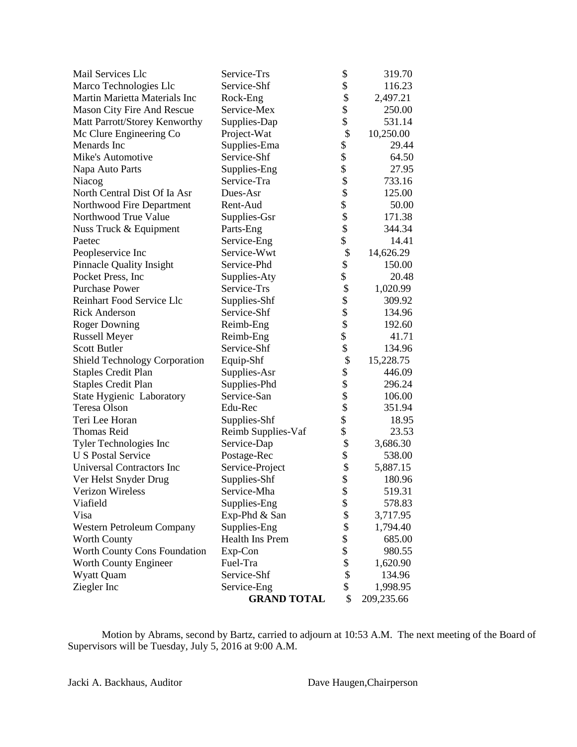| | | | |
|---|---|---|---|
| Mail Services Llc | Service-Trs | $ | 319.70 |
| Marco Technologies Llc | Service-Shf | $ | 116.23 |
| Martin Marietta Materials Inc | Rock-Eng | $ | 2,497.21 |
| Mason City Fire And Rescue | Service-Mex | $ | 250.00 |
| Matt Parrott/Storey Kenworthy | Supplies-Dap | $ | 531.14 |
| Mc Clure Engineering Co | Project-Wat | $ | 10,250.00 |
| Menards Inc | Supplies-Ema | $ | 29.44 |
| Mike's Automotive | Service-Shf | $ | 64.50 |
| Napa Auto Parts | Supplies-Eng | $ | 27.95 |
| Niacog | Service-Tra | $ | 733.16 |
| North Central Dist Of Ia Asr | Dues-Asr | $ | 125.00 |
| Northwood Fire Department | Rent-Aud | $ | 50.00 |
| Northwood True Value | Supplies-Gsr | $ | 171.38 |
| Nuss Truck & Equipment | Parts-Eng | $ | 344.34 |
| Paetec | Service-Eng | $ | 14.41 |
| Peopleservice Inc | Service-Wwt | $ | 14,626.29 |
| Pinnacle Quality Insight | Service-Phd | $ | 150.00 |
| Pocket Press, Inc | Supplies-Aty | $ | 20.48 |
| Purchase Power | Service-Trs | $ | 1,020.99 |
| Reinhart Food Service Llc | Supplies-Shf | $ | 309.92 |
| Rick Anderson | Service-Shf | $ | 134.96 |
| Roger Downing | Reimb-Eng | $ | 192.60 |
| Russell Meyer | Reimb-Eng | $ | 41.71 |
| Scott Butler | Service-Shf | $ | 134.96 |
| Shield Technology Corporation | Equip-Shf | $ | 15,228.75 |
| Staples Credit Plan | Supplies-Asr | $ | 446.09 |
| Staples Credit Plan | Supplies-Phd | $ | 296.24 |
| State Hygienic Laboratory | Service-San | $ | 106.00 |
| Teresa Olson | Edu-Rec | $ | 351.94 |
| Teri Lee Horan | Supplies-Shf | $ | 18.95 |
| Thomas Reid | Reimb Supplies-Vaf | $ | 23.53 |
| Tyler Technologies Inc | Service-Dap | $ | 3,686.30 |
| U S Postal Service | Postage-Rec | $ | 538.00 |
| Universal Contractors Inc | Service-Project | $ | 5,887.15 |
| Ver Helst Snyder Drug | Supplies-Shf | $ | 180.96 |
| Verizon Wireless | Service-Mha | $ | 519.31 |
| Viafield | Supplies-Eng | $ | 578.83 |
| Visa | Exp-Phd & San | $ | 3,717.95 |
| Western Petroleum Company | Supplies-Eng | $ | 1,794.40 |
| Worth County | Health Ins Prem | $ | 685.00 |
| Worth County Cons Foundation | Exp-Con | $ | 980.55 |
| Worth County Engineer | Fuel-Tra | $ | 1,620.90 |
| Wyatt Quam | Service-Shf | $ | 134.96 |
| Ziegler Inc | Service-Eng | $ | 1,998.95 |
| | **GRAND TOTAL** | $ | 209,235.66 |

Motion by Abrams, second by Bartz, carried to adjourn at 10:53 A.M. The next meeting of the Board of Supervisors will be Tuesday, July 5, 2016 at 9:00 A.M.

Jacki A. Backhaus, Auditor

Dave Haugen,Chairperson